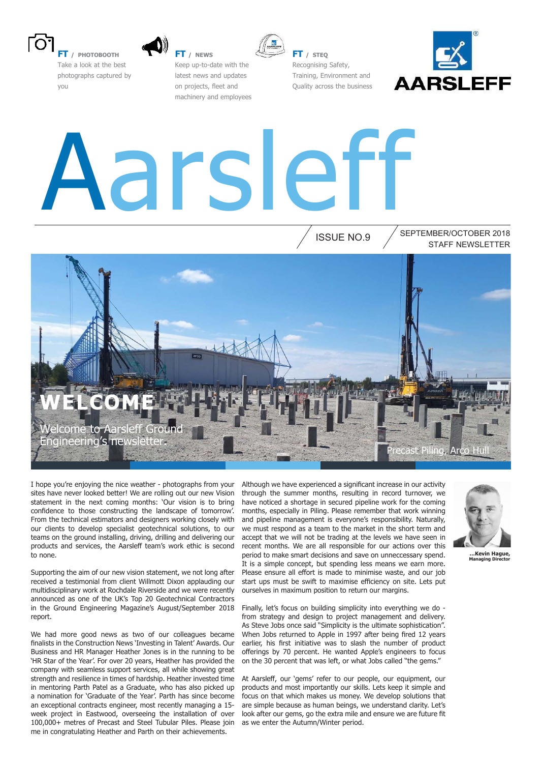**FT** / PHOTOBOOTH
Take a look at the best photographs captured by you

**FT** / NEWS
Keep up-to-date with the latest news and updates on projects, fleet and machinery and employees

**FT** / STEQ
Recognising Safety, Training, Environment and Quality across the business

AARSLEFF

# Aarsleff

ISSUE NO.9 / SEPTEMBER/OCTOBER 2018
STAFF NEWSLETTER

## WELCOME

Welcome to Aarsleff Ground Engineering's newsletter.

Precast Piling, Arco Hull

I hope you're enjoying the nice weather - photographs from your sites have never looked better! We are rolling out our new Vision statement in the next coming months: 'Our vision is to bring confidence to those constructing the landscape of tomorrow'. From the technical estimators and designers working closely with our clients to develop specialist geotechnical solutions, to our teams on the ground installing, driving, drilling and delivering our products and services, the Aarsleff team's work ethic is second to none.

Supporting the aim of our new vision statement, we not long after received a testimonial from client Willmott Dixon applauding our multidisciplinary work at Rochdale Riverside and we were recently announced as one of the UK's Top 20 Geotechnical Contractors in the Ground Engineering Magazine's August/September 2018 report.

We had more good news as two of our colleagues became finalists in the Construction News 'Investing in Talent' Awards. Our Business and HR Manager Heather Jones is in the running to be 'HR Star of the Year'. For over 20 years, Heather has provided the company with seamless support services, all while showing great strength and resilience in times of hardship. Heather invested time in mentoring Parth Patel as a Graduate, who has also picked up a nomination for 'Graduate of the Year'. Parth has since become an exceptional contracts engineer, most recently managing a 15-week project in Eastwood, overseeing the installation of over 100,000+ metres of Precast and Steel Tubular Piles. Please join me in congratulating Heather and Parth on their achievements.

Although we have experienced a significant increase in our activity through the summer months, resulting in record turnover, we have noticed a shortage in secured pipeline work for the coming months, especially in Piling. Please remember that work winning and pipeline management is everyone's responsibility. Naturally, we must respond as a team to the market in the short term and accept that we will not be trading at the levels we have seen in recent months. We are all responsible for our actions over this period to make smart decisions and save on unneccessary spend. It is a simple concept, but spending less means we earn more. Please ensure all effort is made to minimise waste, and our job start ups must be swift to maximise efficiency on site. Lets put ourselves in maximum position to return our margins.

Finally, let's focus on building simplicity into everything we do - from strategy and design to project management and delivery. As Steve Jobs once said "Simplicity is the ultimate sophistication". When Jobs returned to Apple in 1997 after being fired 12 years earlier, his first initiative was to slash the number of product offerings by 70 percent. He wanted Apple's engineers to focus on the 30 percent that was left, or what Jobs called "the gems."

At Aarsleff, our 'gems' refer to our people, our equipment, our products and most importantly our skills. Lets keep it simple and focus on that which makes us money. We develop solutions that are simple because as human beings, we understand clarity. Let's look after our gems, go the extra mile and ensure we are future fit as we enter the Autumn/Winter period.

**...Kevin Hague, Managing Director**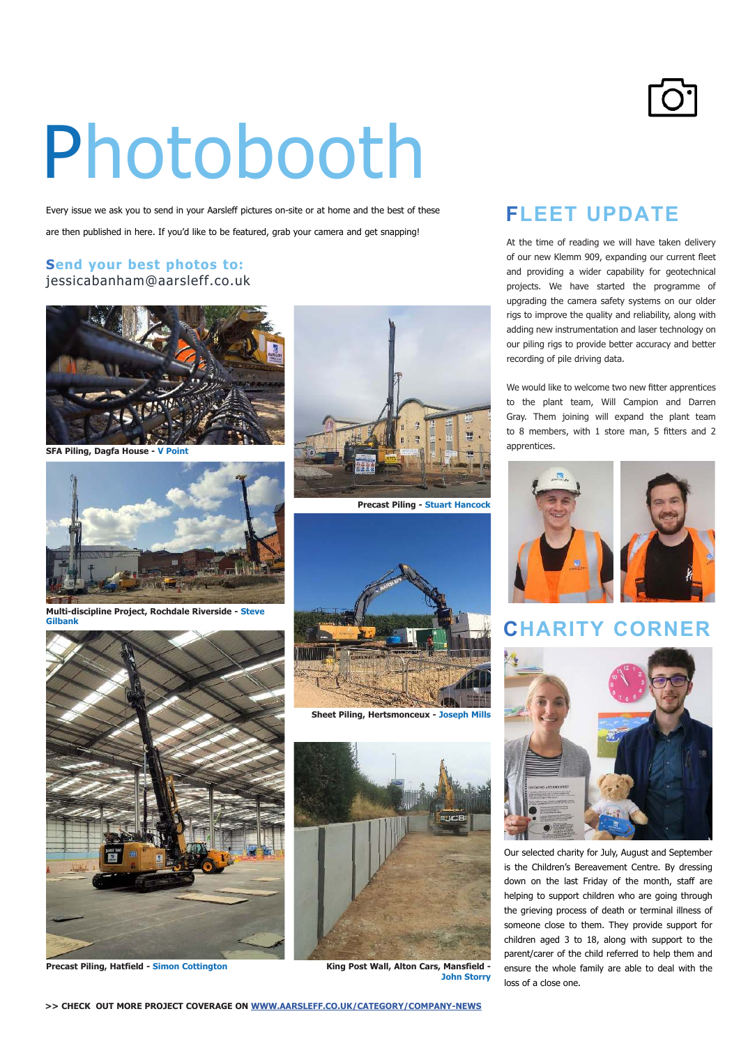# Photobooth

Every issue we ask you to send in your Aarsleff pictures on-site or at home and the best of these are then published in here. If you'd like to be featured, grab your camera and get snapping!

**Send your best photos to:**
jessicabanham@aarsleff.co.uk

**SFA Piling, Dagfa House - V Point**

**Multi-discipline Project, Rochdale Riverside - Steve Gilbank**

**Precast Piling, Hatfield - Simon Cottington**

**Precast Piling - Stuart Hancock**

**Sheet Piling, Hertsmonceux - Joseph Mills**

**King Post Wall, Alton Cars, Mansfield - John Storry**

## FLEET UPDATE

At the time of reading we will have taken delivery of our new Klemm 909, expanding our current fleet and providing a wider capability for geotechnical projects. We have started the programme of upgrading the camera safety systems on our older rigs to improve the quality and reliability, along with adding new instrumentation and laser technology on our piling rigs to provide better accuracy and better recording of pile driving data.

We would like to welcome two new fitter apprentices to the plant team, Will Campion and Darren Gray. Them joining will expand the plant team to 8 members, with 1 store man, 5 fitters and 2 apprentices.

## CHARITY CORNER

Our selected charity for July, August and September is the Children's Bereavement Centre. By dressing down on the last Friday of the month, staff are helping to support children who are going through the grieving process of death or terminal illness of someone close to them. They provide support for children aged 3 to 18, along with support to the parent/carer of the child referred to help them and ensure the whole family are able to deal with the loss of a close one.

**>> CHECK OUT MORE PROJECT COVERAGE ON WWW.AARSLEFF.CO.UK/CATEGORY/COMPANY-NEWS**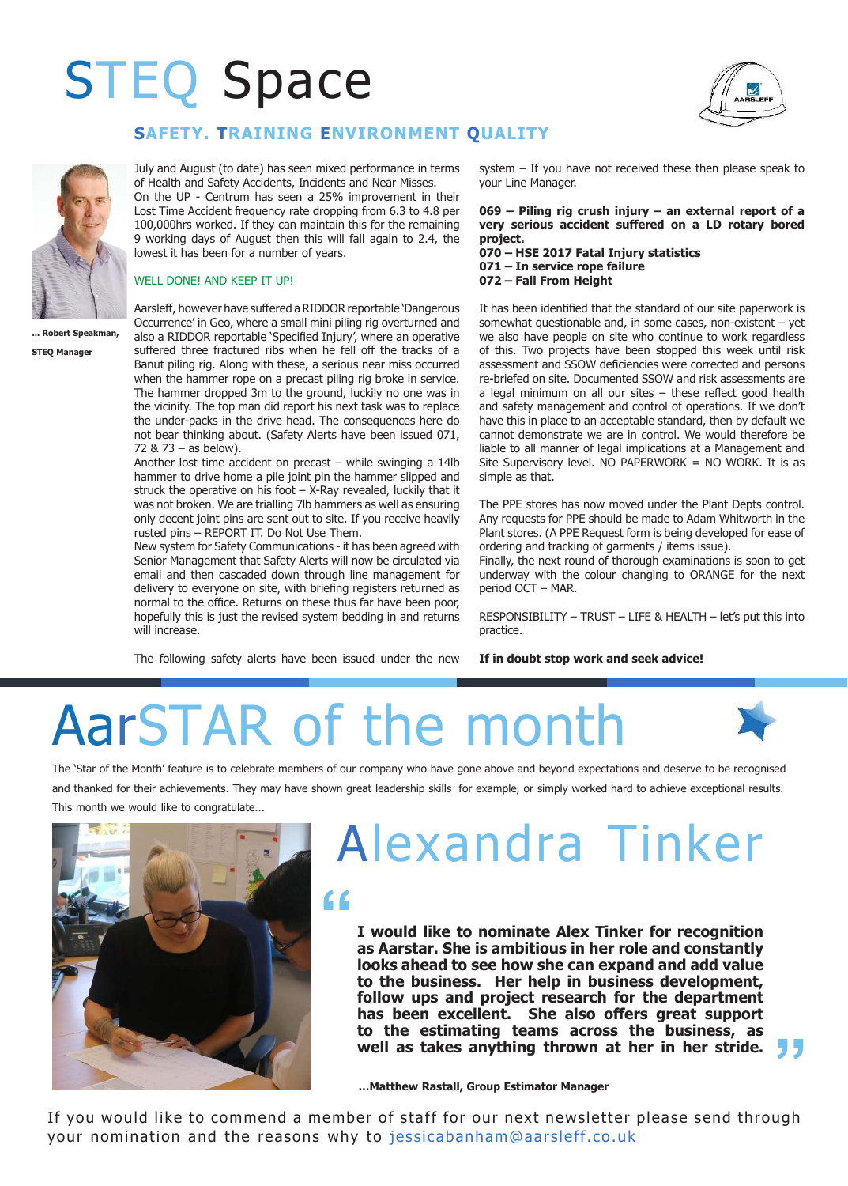# STEQ Space

## SAFETY. TRAINING ENVIRONMENT QUALITY

... Robert Speakman, STEQ Manager

July and August (to date) has seen mixed performance in terms of Health and Safety Accidents, Incidents and Near Misses.
On the UP - Centrum has seen a 25% improvement in their Lost Time Accident frequency rate dropping from 6.3 to 4.8 per 100,000hrs worked. If they can maintain this for the remaining 9 working days of August then this will fall again to 2.4, the lowest it has been for a number of years.

WELL DONE! AND KEEP IT UP!

Aarsleff, however have suffered a RIDDOR reportable 'Dangerous Occurrence' in Geo, where a small mini piling rig overturned and also a RIDDOR reportable 'Specified Injury', where an operative suffered three fractured ribs when he fell off the tracks of a Banut piling rig. Along with these, a serious near miss occurred when the hammer rope on a precast piling rig broke in service. The hammer dropped 3m to the ground, luckily no one was in the vicinity. The top man did report his next task was to replace the under-packs in the drive head. The consequences here do not bear thinking about. (Safety Alerts have been issued 071, 72 & 73 – as below).
Another lost time accident on precast – while swinging a 14lb hammer to drive home a pile joint pin the hammer slipped and struck the operative on his foot – X-Ray revealed, luckily that it was not broken. We are trialling 7lb hammers as well as ensuring only decent joint pins are sent out to site. If you receive heavily rusted pins – REPORT IT. Do Not Use Them.
New system for Safety Communications - it has been agreed with Senior Management that Safety Alerts will now be circulated via email and then cascaded down through line management for delivery to everyone on site, with briefing registers returned as normal to the office. Returns on these thus far have been poor, hopefully this is just the revised system bedding in and returns will increase.

The following safety alerts have been issued under the new system – If you have not received these then please speak to your Line Manager.

**069 – Piling rig crush injury – an external report of a very serious accident suffered on a LD rotary bored project.**
**070 – HSE 2017 Fatal Injury statistics**
**071 – In service rope failure**
**072 – Fall From Height**

It has been identified that the standard of our site paperwork is somewhat questionable and, in some cases, non-existent – yet we also have people on site who continue to work regardless of this. Two projects have been stopped this week until risk assessment and SSOW deficiencies were corrected and persons re-briefed on site. Documented SSOW and risk assessments are a legal minimum on all our sites – these reflect good health and safety management and control of operations. If we don't have this in place to an acceptable standard, then by default we cannot demonstrate we are in control. We would therefore be liable to all manner of legal implications at a Management and Site Supervisory level. NO PAPERWORK = NO WORK. It is as simple as that.

The PPE stores has now moved under the Plant Depts control. Any requests for PPE should be made to Adam Whitworth in the Plant stores. (A PPE Request form is being developed for ease of ordering and tracking of garments / items issue).
Finally, the next round of thorough examinations is soon to get underway with the colour changing to ORANGE for the next period OCT – MAR.

RESPONSIBILITY – TRUST – LIFE & HEALTH – let's put this into practice.

**If in doubt stop work and seek advice!**

# AarSTAR of the month

The 'Star of the Month' feature is to celebrate members of our company who have gone above and beyond expectations and deserve to be recognised and thanked for their achievements. They may have shown great leadership skills for example, or simply worked hard to achieve exceptional results. This month we would like to congratulate...

## Alexandra Tinker

**"I would like to nominate Alex Tinker for recognition as Aarstar. She is ambitious in her role and constantly looks ahead to see how she can expand and add value to the business. Her help in business development, follow ups and project research for the department has been excellent. She also offers great support to the estimating teams across the business, as well as takes anything thrown at her in her stride."**

**...Matthew Rastall, Group Estimator Manager**

If you would like to commend a member of staff for our next newsletter please send through your nomination and the reasons why to jessicabanham@aarsleff.co.uk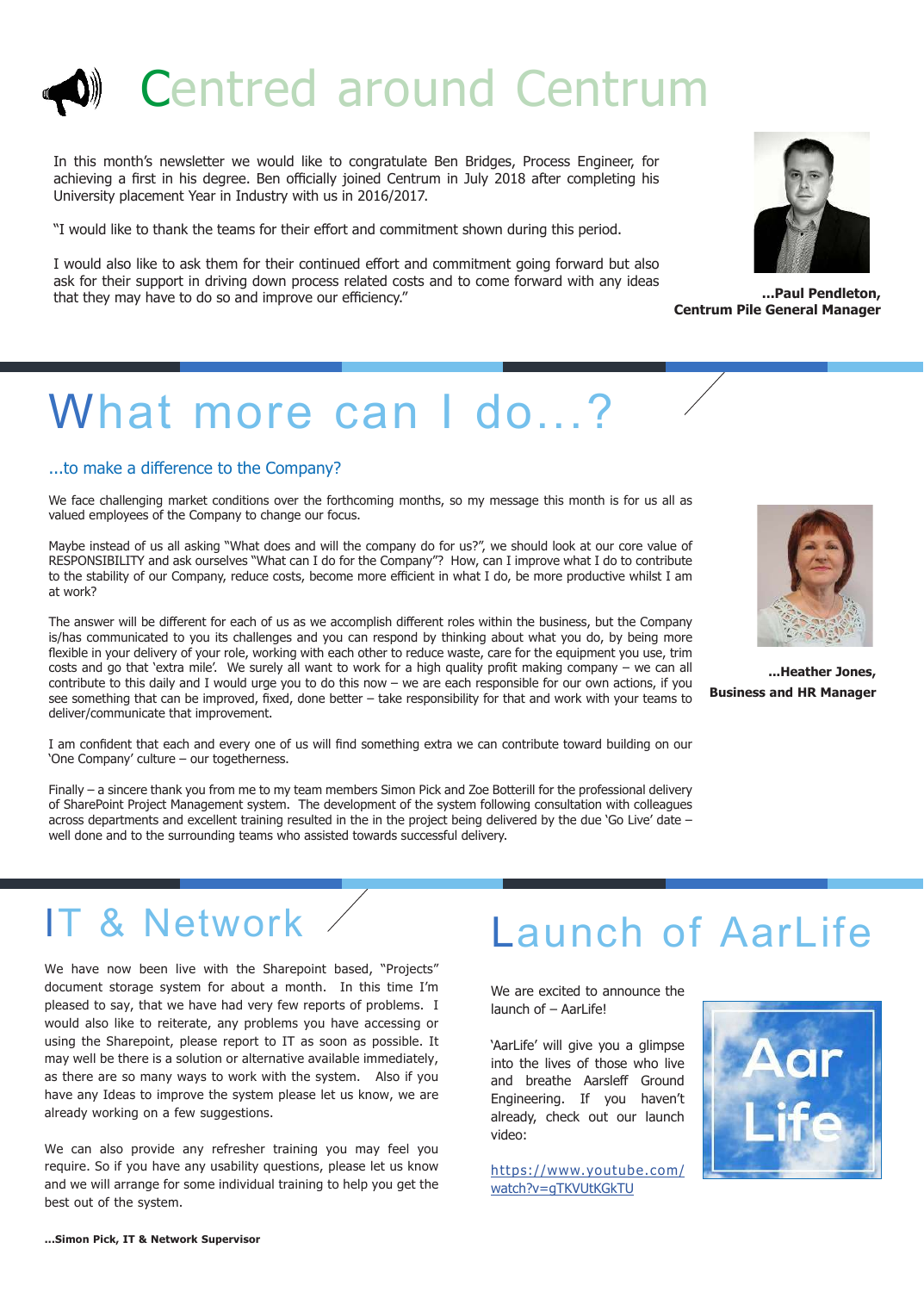# Centred around Centrum

In this month's newsletter we would like to congratulate Ben Bridges, Process Engineer, for achieving a first in his degree. Ben officially joined Centrum in July 2018 after completing his University placement Year in Industry with us in 2016/2017.

"I would like to thank the teams for their effort and commitment shown during this period.

I would also like to ask them for their continued effort and commitment going forward but also ask for their support in driving down process related costs and to come forward with any ideas that they may have to do so and improve our efficiency."

**...Paul Pendleton, Centrum Pile General Manager**

# What more can I do...?

## ...to make a difference to the Company?

We face challenging market conditions over the forthcoming months, so my message this month is for us all as valued employees of the Company to change our focus.

Maybe instead of us all asking "What does and will the company do for us?", we should look at our core value of RESPONSIBILITY and ask ourselves "What can I do for the Company"? How, can I improve what I do to contribute to the stability of our Company, reduce costs, become more efficient in what I do, be more productive whilst I am at work?

The answer will be different for each of us as we accomplish different roles within the business, but the Company is/has communicated to you its challenges and you can respond by thinking about what you do, by being more flexible in your delivery of your role, working with each other to reduce waste, care for the equipment you use, trim costs and go that 'extra mile'. We surely all want to work for a high quality profit making company – we can all contribute to this daily and I would urge you to do this now – we are each responsible for our own actions, if you see something that can be improved, fixed, done better – take responsibility for that and work with your teams to deliver/communicate that improvement.

I am confident that each and every one of us will find something extra we can contribute toward building on our 'One Company' culture – our togetherness.

Finally – a sincere thank you from me to my team members Simon Pick and Zoe Botterill for the professional delivery of SharePoint Project Management system. The development of the system following consultation with colleagues across departments and excellent training resulted in the in the project being delivered by the due 'Go Live' date – well done and to the surrounding teams who assisted towards successful delivery.

**...Heather Jones, Business and HR Manager**

# IT & Network

We have now been live with the Sharepoint based, "Projects" document storage system for about a month. In this time I'm pleased to say, that we have had very few reports of problems. I would also like to reiterate, any problems you have accessing or using the Sharepoint, please report to IT as soon as possible. It may well be there is a solution or alternative available immediately, as there are so many ways to work with the system. Also if you have any Ideas to improve the system please let us know, we are already working on a few suggestions.

We can also provide any refresher training you may feel you require. So if you have any usability questions, please let us know and we will arrange for some individual training to help you get the best out of the system.

**...Simon Pick, IT & Network Supervisor**

# Launch of AarLife

We are excited to announce the launch of – AarLife!

'AarLife' will give you a glimpse into the lives of those who live and breathe Aarsleff Ground Engineering. If you haven't already, check out our launch video:

https://www.youtube.com/watch?v=gTKVUtKGkTU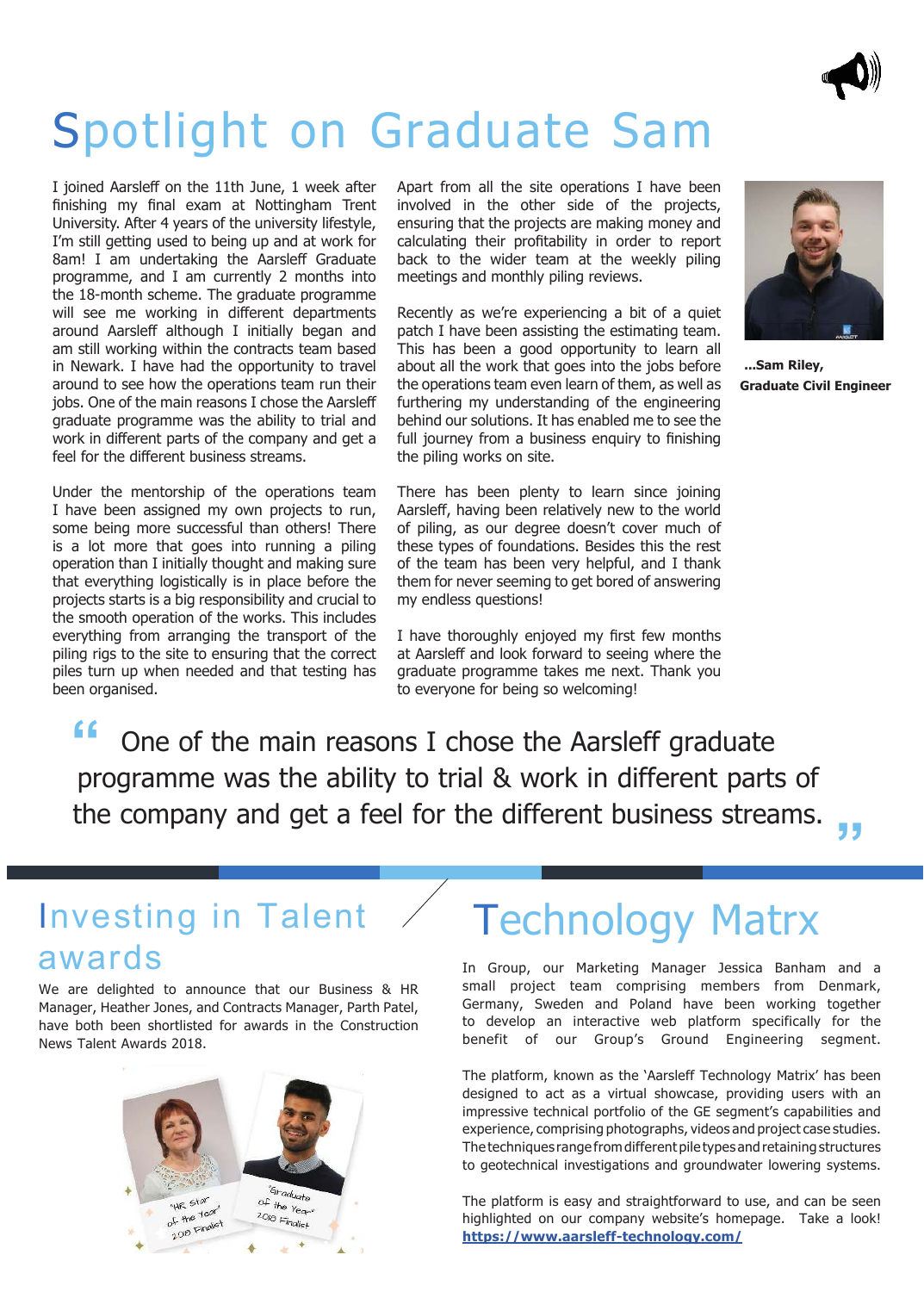# Spotlight on Graduate Sam

I joined Aarsleff on the 11th June, 1 week after finishing my final exam at Nottingham Trent University. After 4 years of the university lifestyle, I'm still getting used to being up and at work for 8am! I am undertaking the Aarsleff Graduate programme, and I am currently 2 months into the 18-month scheme. The graduate programme will see me working in different departments around Aarsleff although I initially began and am still working within the contracts team based in Newark. I have had the opportunity to travel around to see how the operations team run their jobs. One of the main reasons I chose the Aarsleff graduate programme was the ability to trial and work in different parts of the company and get a feel for the different business streams.

Under the mentorship of the operations team I have been assigned my own projects to run, some being more successful than others! There is a lot more that goes into running a piling operation than I initially thought and making sure that everything logistically is in place before the projects starts is a big responsibility and crucial to the smooth operation of the works. This includes everything from arranging the transport of the piling rigs to the site to ensuring that the correct piles turn up when needed and that testing has been organised.

Apart from all the site operations I have been involved in the other side of the projects, ensuring that the projects are making money and calculating their profitability in order to report back to the wider team at the weekly piling meetings and monthly piling reviews.

Recently as we're experiencing a bit of a quiet patch I have been assisting the estimating team. This has been a good opportunity to learn all about all the work that goes into the jobs before the operations team even learn of them, as well as furthering my understanding of the engineering behind our solutions. It has enabled me to see the full journey from a business enquiry to finishing the piling works on site.

There has been plenty to learn since joining Aarsleff, having been relatively new to the world of piling, as our degree doesn't cover much of these types of foundations. Besides this the rest of the team has been very helpful, and I thank them for never seeming to get bored of answering my endless questions!

I have thoroughly enjoyed my first few months at Aarsleff and look forward to seeing where the graduate programme takes me next. Thank you to everyone for being so welcoming!

**...Sam Riley,**
**Graduate Civil Engineer**

> "One of the main reasons I chose the Aarsleff graduate programme was the ability to trial & work in different parts of the company and get a feel for the different business streams."

## Investing in Talent awards

We are delighted to announce that our Business & HR Manager, Heather Jones, and Contracts Manager, Parth Patel, have both been shortlisted for awards in the Construction News Talent Awards 2018.

## Technology Matrx

In Group, our Marketing Manager Jessica Banham and a small project team comprising members from Denmark, Germany, Sweden and Poland have been working together to develop an interactive web platform specifically for the benefit of our Group's Ground Engineering segment.

The platform, known as the 'Aarsleff Technology Matrix' has been designed to act as a virtual showcase, providing users with an impressive technical portfolio of the GE segment's capabilities and experience, comprising photographs, videos and project case studies. The techniques range from different pile types and retaining structures to geotechnical investigations and groundwater lowering systems.

The platform is easy and straightforward to use, and can be seen highlighted on our company website's homepage. Take a look! **https://www.aarsleff-technology.com/**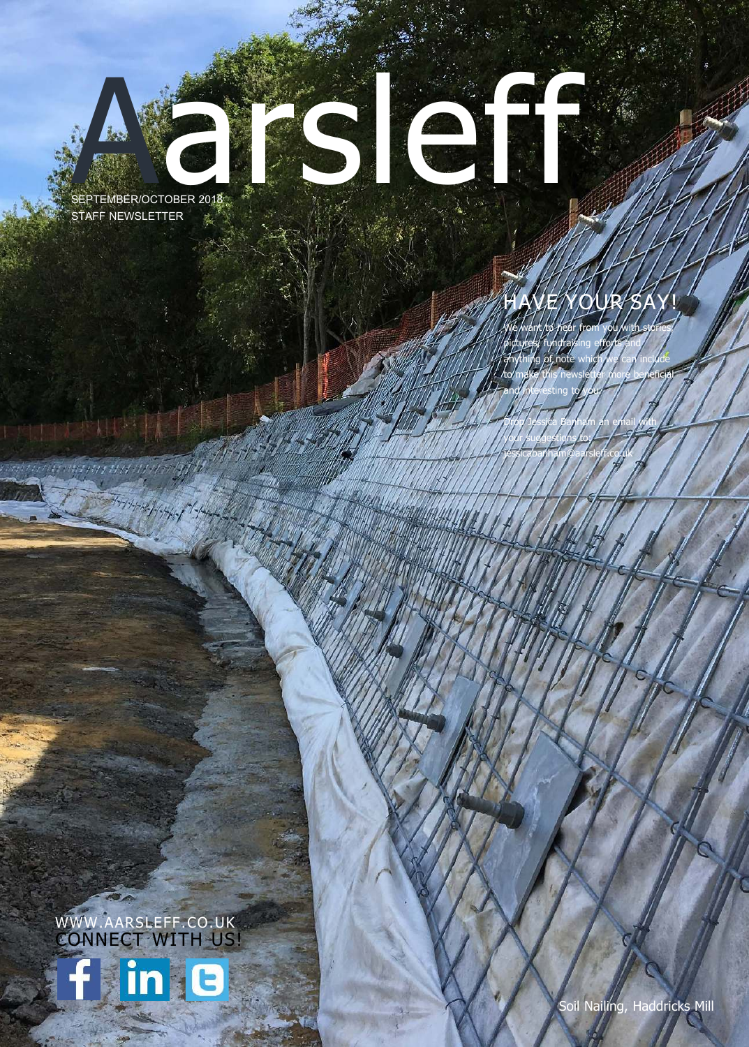# Aarsleff

SEPTEMBER/OCTOBER 2018
STAFF NEWSLETTER

## HAVE YOUR SAY!

We want to hear from you with stories, pictures, fundraising efforts and anything of note which we can include to make this newsletter more beneficial and interesting to you.

Drop Jessica Banham an email with your suggestions to: jessicabanham@aarsleff.co.uk

WWW.AARSLEFF.CO.UK
CONNECT WITH US!

Soil Nailing, Haddricks Mill